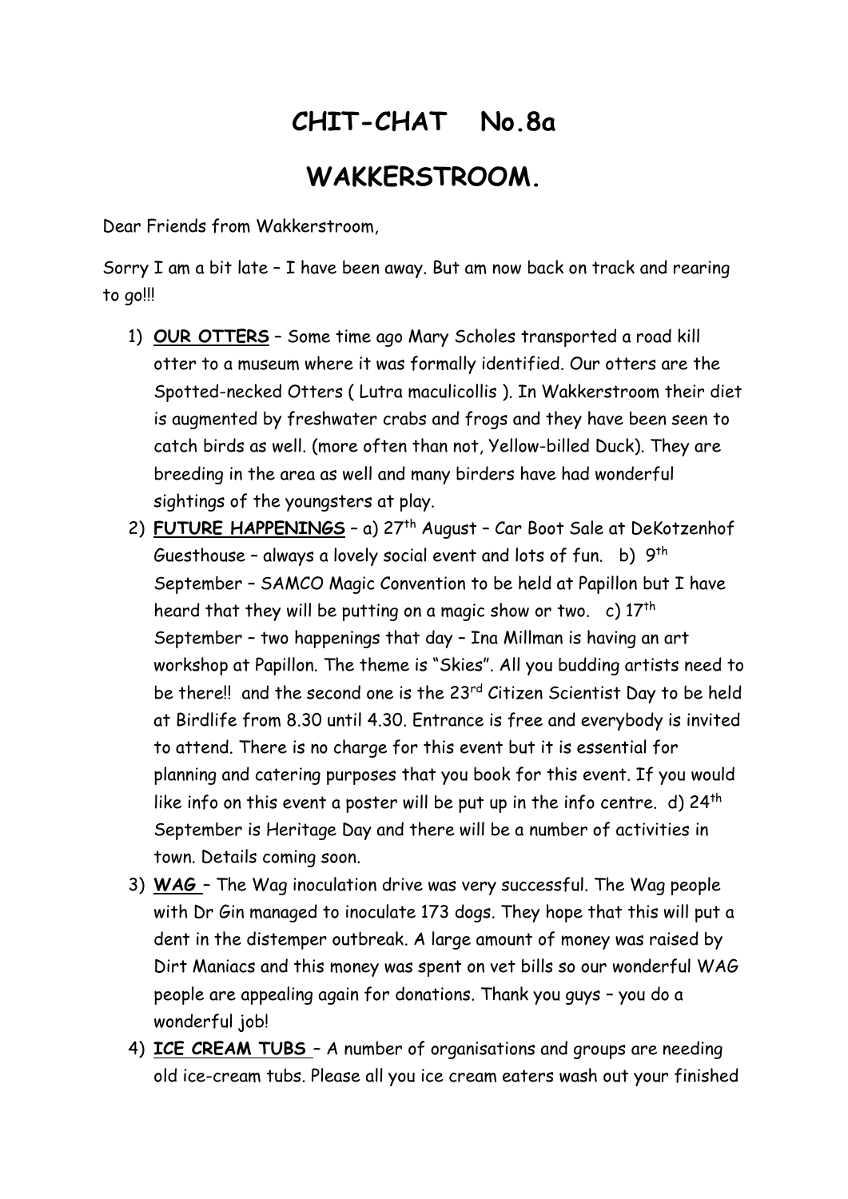# CHIT-CHAT No.8a

# WAKKERSTROOM.

Dear Friends from Wakkerstroom,

Sorry I am a bit late – I have been away. But am now back on track and rearing to go!!!

1) **OUR OTTERS** – Some time ago Mary Scholes transported a road kill otter to a museum where it was formally identified. Our otters are the Spotted-necked Otters ( Lutra maculicollis ). In Wakkerstroom their diet is augmented by freshwater crabs and frogs and they have been seen to catch birds as well. (more often than not, Yellow-billed Duck). They are breeding in the area as well and many birders have had wonderful sightings of the youngsters at play.
2) **FUTURE HAPPENINGS** – a) 27th August – Car Boot Sale at DeKotzenhof Guesthouse – always a lovely social event and lots of fun. b) 9th September – SAMCO Magic Convention to be held at Papillon but I have heard that they will be putting on a magic show or two. c) 17th September – two happenings that day – Ina Millman is having an art workshop at Papillon. The theme is "Skies". All you budding artists need to be there!! and the second one is the 23rd Citizen Scientist Day to be held at Birdlife from 8.30 until 4.30. Entrance is free and everybody is invited to attend. There is no charge for this event but it is essential for planning and catering purposes that you book for this event. If you would like info on this event a poster will be put up in the info centre. d) 24th September is Heritage Day and there will be a number of activities in town. Details coming soon.
3) **WAG** – The Wag inoculation drive was very successful. The Wag people with Dr Gin managed to inoculate 173 dogs. They hope that this will put a dent in the distemper outbreak. A large amount of money was raised by Dirt Maniacs and this money was spent on vet bills so our wonderful WAG people are appealing again for donations. Thank you guys – you do a wonderful job!
4) **ICE CREAM TUBS** – A number of organisations and groups are needing old ice-cream tubs. Please all you ice cream eaters wash out your finished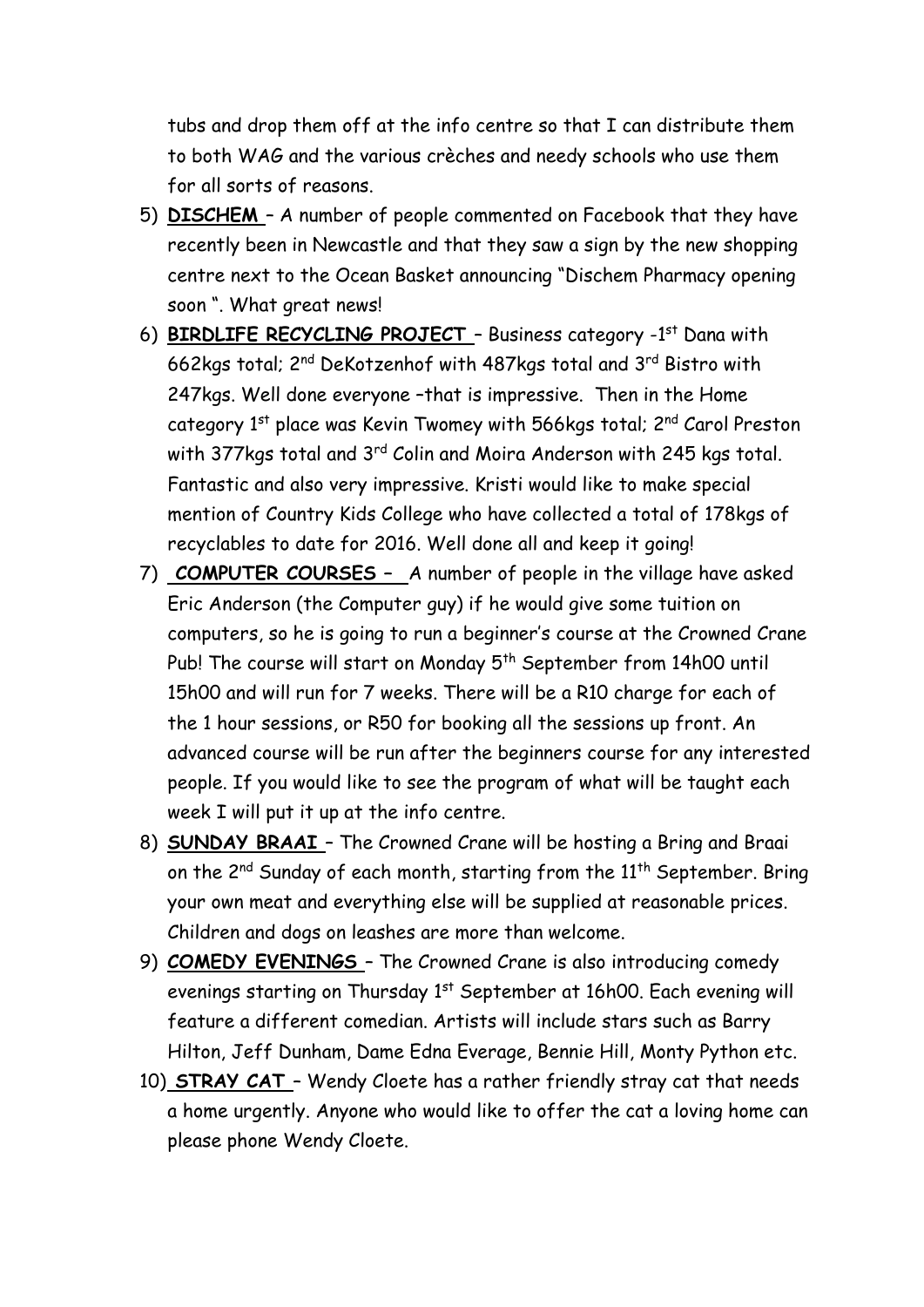tubs and drop them off at the info centre so that I can distribute them to both WAG and the various crèches and needy schools who use them for all sorts of reasons.

5) **DISCHEM** – A number of people commented on Facebook that they have recently been in Newcastle and that they saw a sign by the new shopping centre next to the Ocean Basket announcing "Dischem Pharmacy opening soon ". What great news!
6) **BIRDLIFE RECYCLING PROJECT** – Business category -1st Dana with 662kgs total; 2nd DeKotzenhof with 487kgs total and 3rd Bistro with 247kgs. Well done everyone –that is impressive. Then in the Home category 1st place was Kevin Twomey with 566kgs total; 2nd Carol Preston with 377kgs total and 3rd Colin and Moira Anderson with 245 kgs total. Fantastic and also very impressive. Kristi would like to make special mention of Country Kids College who have collected a total of 178kgs of recyclables to date for 2016. Well done all and keep it going!
7) **COMPUTER COURSES –** A number of people in the village have asked Eric Anderson (the Computer guy) if he would give some tuition on computers, so he is going to run a beginner's course at the Crowned Crane Pub! The course will start on Monday 5th September from 14h00 until 15h00 and will run for 7 weeks. There will be a R10 charge for each of the 1 hour sessions, or R50 for booking all the sessions up front. An advanced course will be run after the beginners course for any interested people. If you would like to see the program of what will be taught each week I will put it up at the info centre.
8) **SUNDAY BRAAI** – The Crowned Crane will be hosting a Bring and Braai on the 2nd Sunday of each month, starting from the 11th September. Bring your own meat and everything else will be supplied at reasonable prices. Children and dogs on leashes are more than welcome.
9) **COMEDY EVENINGS** – The Crowned Crane is also introducing comedy evenings starting on Thursday 1st September at 16h00. Each evening will feature a different comedian. Artists will include stars such as Barry Hilton, Jeff Dunham, Dame Edna Everage, Bennie Hill, Monty Python etc.
10) **STRAY CAT** – Wendy Cloete has a rather friendly stray cat that needs a home urgently. Anyone who would like to offer the cat a loving home can please phone Wendy Cloete.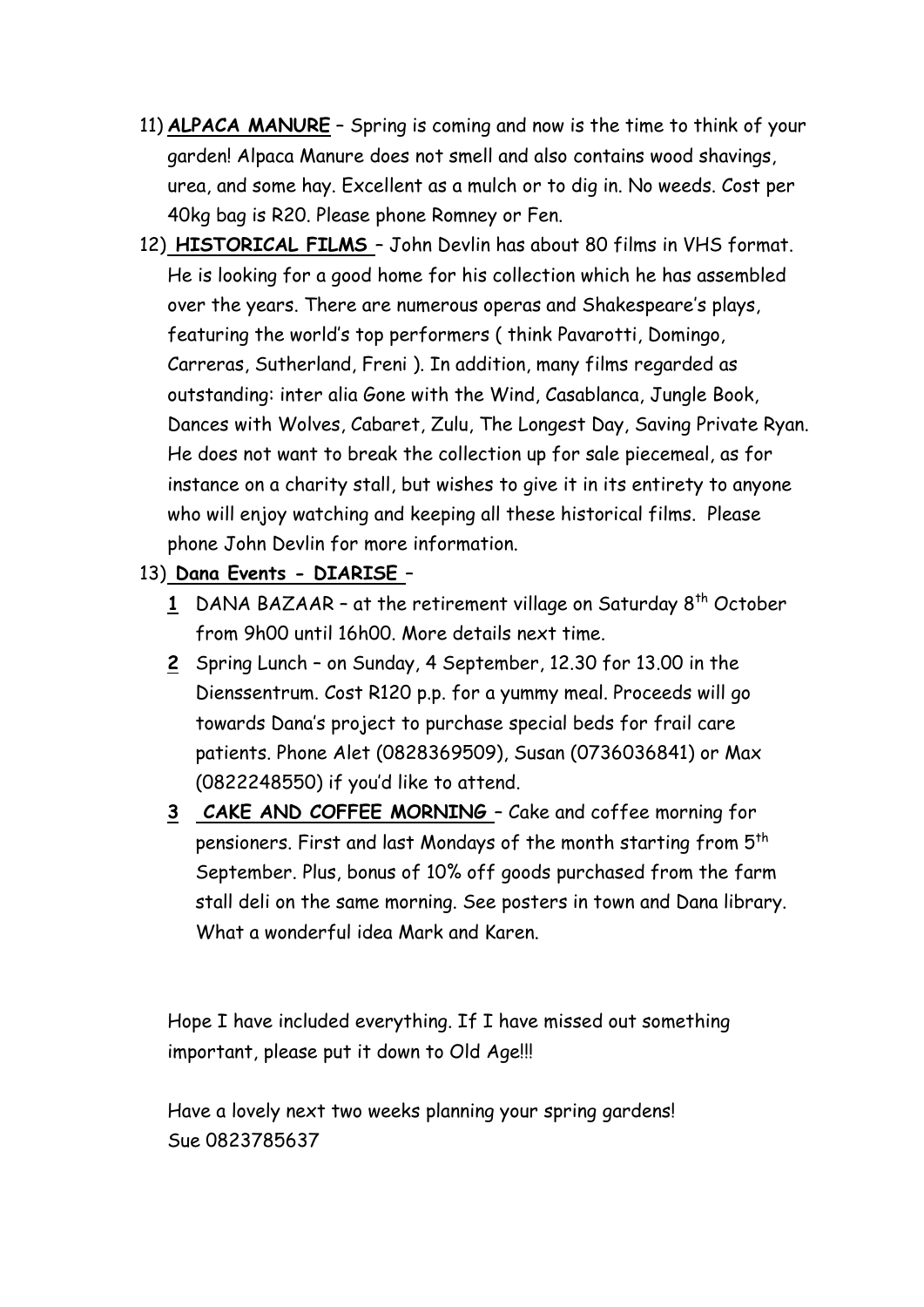11) **ALPACA MANURE** – Spring is coming and now is the time to think of your garden! Alpaca Manure does not smell and also contains wood shavings, urea, and some hay. Excellent as a mulch or to dig in. No weeds. Cost per 40kg bag is R20. Please phone Romney or Fen.

12) **HISTORICAL FILMS** – John Devlin has about 80 films in VHS format. He is looking for a good home for his collection which he has assembled over the years. There are numerous operas and Shakespeare's plays, featuring the world's top performers ( think Pavarotti, Domingo, Carreras, Sutherland, Freni ). In addition, many films regarded as outstanding: inter alia Gone with the Wind, Casablanca, Jungle Book, Dances with Wolves, Cabaret, Zulu, The Longest Day, Saving Private Ryan. He does not want to break the collection up for sale piecemeal, as for instance on a charity stall, but wishes to give it in its entirety to anyone who will enjoy watching and keeping all these historical films. Please phone John Devlin for more information.

13) **Dana Events - DIARISE** –

**1** DANA BAZAAR – at the retirement village on Saturday 8th October from 9h00 until 16h00. More details next time.

**2** Spring Lunch – on Sunday, 4 September, 12.30 for 13.00 in the Dienssentrum. Cost R120 p.p. for a yummy meal. Proceeds will go towards Dana's project to purchase special beds for frail care patients. Phone Alet (0828369509), Susan (0736036841) or Max (0822248550) if you'd like to attend.

**3** **CAKE AND COFFEE MORNING** – Cake and coffee morning for pensioners. First and last Mondays of the month starting from 5th September. Plus, bonus of 10% off goods purchased from the farm stall deli on the same morning. See posters in town and Dana library. What a wonderful idea Mark and Karen.

Hope I have included everything. If I have missed out something important, please put it down to Old Age!!!

Have a lovely next two weeks planning your spring gardens!
Sue 0823785637